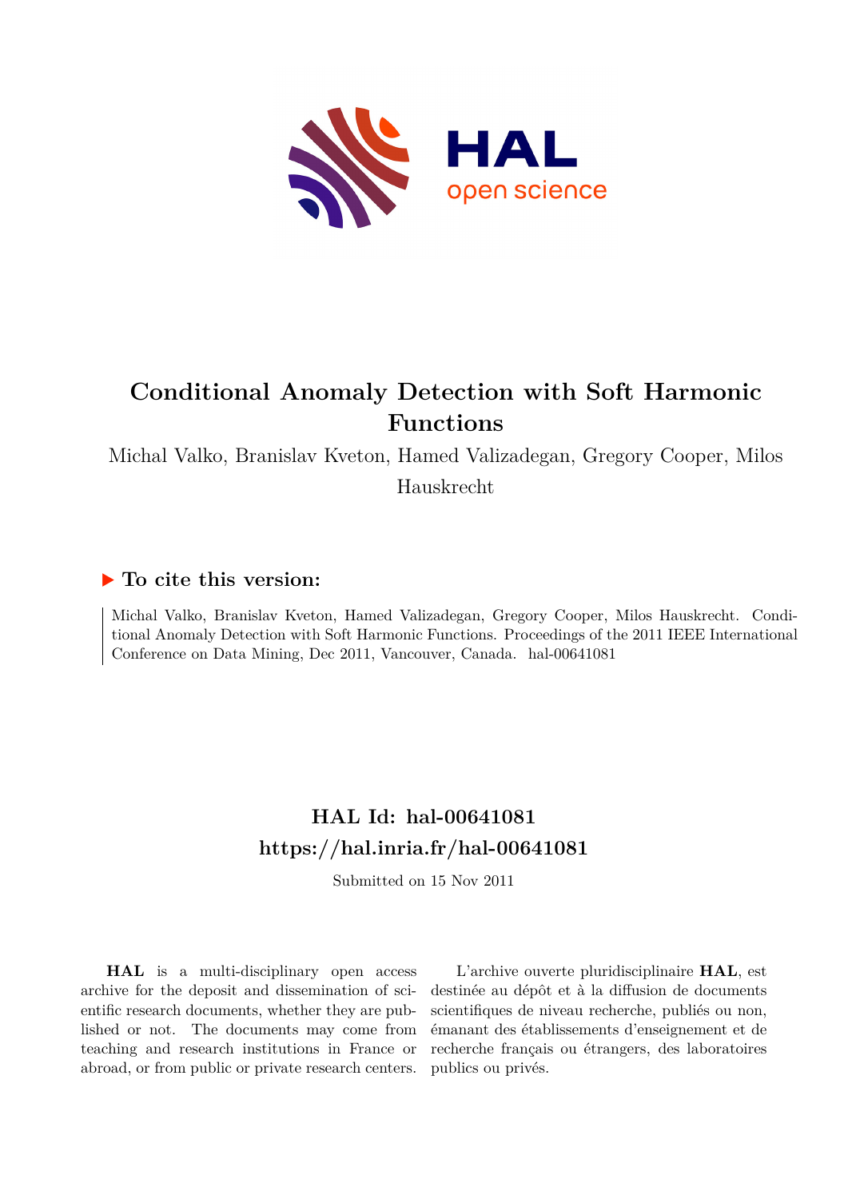# Conditional Anomaly Detection with Soft Harmonic Functions

Michal Valko, Branislav Kveton, Hamed Valizadegan, Gregory Cooper, Milos Hauskrecht

## ▶ To cite this version:

Michal Valko, Branislav Kveton, Hamed Valizadegan, Gregory Cooper, Milos Hauskrecht. Conditional Anomaly Detection with Soft Harmonic Functions. Proceedings of the 2011 IEEE International Conference on Data Mining, Dec 2011, Vancouver, Canada. hal-00641081

## HAL Id: hal-00641081

## https://hal.inria.fr/hal-00641081

Submitted on 15 Nov 2011

**HAL** is a multi-disciplinary open access archive for the deposit and dissemination of scientific research documents, whether they are published or not. The documents may come from teaching and research institutions in France or abroad, or from public or private research centers.

L'archive ouverte pluridisciplinaire **HAL**, est destinée au dépôt et à la diffusion de documents scientifiques de niveau recherche, publiés ou non, émanant des établissements d'enseignement et de recherche français ou étrangers, des laboratoires publics ou privés.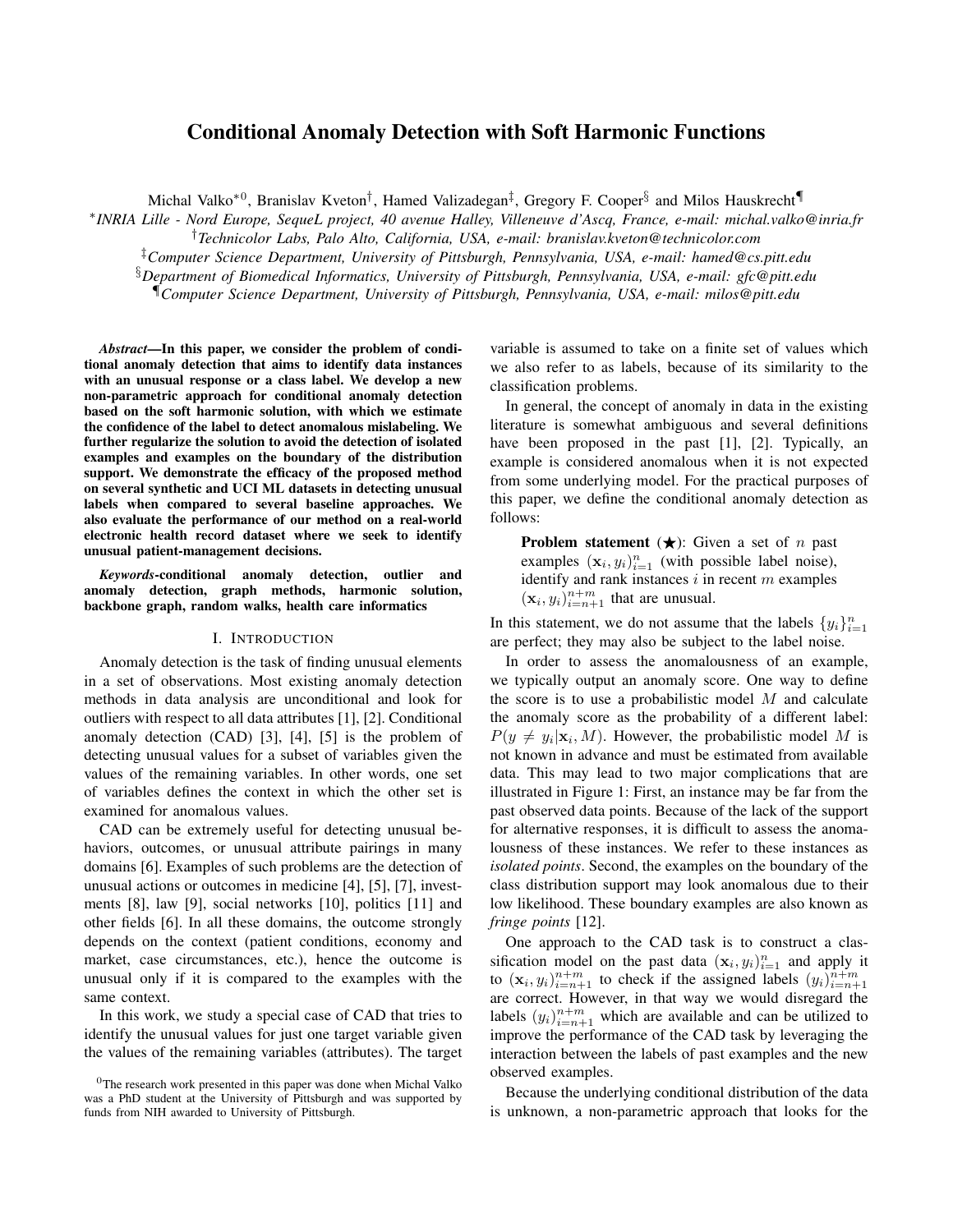# Conditional Anomaly Detection with Soft Harmonic Functions

Michal Valko*[0], Branislav Kveton[†], Hamed Valizadegan[‡], Gregory F. Cooper[§] and Milos Hauskrecht[¶]

*INRIA Lille - Nord Europe, SequeL project, 40 avenue Halley, Villeneuve d'Ascq, France, e-mail: michal.valko@inria.fr

[†]Technicolor Labs, Palo Alto, California, USA, e-mail: branislav.kveton@technicolor.com

[‡]Computer Science Department, University of Pittsburgh, Pennsylvania, USA, e-mail: hamed@cs.pitt.edu

[§]Department of Biomedical Informatics, University of Pittsburgh, Pennsylvania, USA, e-mail: gfc@pitt.edu

[¶]Computer Science Department, University of Pittsburgh, Pennsylvania, USA, e-mail: milos@pitt.edu

***Abstract*—In this paper, we consider the problem of conditional anomaly detection that aims to identify data instances with an unusual response or a class label. We develop a new non-parametric approach for conditional anomaly detection based on the soft harmonic solution, with which we estimate the confidence of the label to detect anomalous mislabeling. We further regularize the solution to avoid the detection of isolated examples and examples on the boundary of the distribution support. We demonstrate the efficacy of the proposed method on several synthetic and UCI ML datasets in detecting unusual labels when compared to several baseline approaches. We also evaluate the performance of our method on a real-world electronic health record dataset where we seek to identify unusual patient-management decisions.**

***Keywords*-conditional anomaly detection, outlier and anomaly detection, graph methods, harmonic solution, backbone graph, random walks, health care informatics**

## I. Introduction

Anomaly detection is the task of finding unusual elements in a set of observations. Most existing anomaly detection methods in data analysis are unconditional and look for outliers with respect to all data attributes [1], [2]. Conditional anomaly detection (CAD) [3], [4], [5] is the problem of detecting unusual values for a subset of variables given the values of the remaining variables. In other words, one set of variables defines the context in which the other set is examined for anomalous values.

CAD can be extremely useful for detecting unusual behaviors, outcomes, or unusual attribute pairings in many domains [6]. Examples of such problems are the detection of unusual actions or outcomes in medicine [4], [5], [7], investments [8], law [9], social networks [10], politics [11] and other fields [6]. In all these domains, the outcome strongly depends on the context (patient conditions, economy and market, case circumstances, etc.), hence the outcome is unusual only if it is compared to the examples with the same context.

In this work, we study a special case of CAD that tries to identify the unusual values for just one target variable given the values of the remaining variables (attributes). The target variable is assumed to take on a finite set of values which we also refer to as labels, because of its similarity to the classification problems.

In general, the concept of anomaly in data in the existing literature is somewhat ambiguous and several definitions have been proposed in the past [1], [2]. Typically, an example is considered anomalous when it is not expected from some underlying model. For the practical purposes of this paper, we define the conditional anomaly detection as follows:

> **Problem statement** (★): Given a set of $n$ past examples $(\mathbf{x}_i, y_i)_{i=1}^{n}$ (with possible label noise), identify and rank instances $i$ in recent $m$ examples $(\mathbf{x}_i, y_i)_{i=n+1}^{n+m}$ that are unusual.

In this statement, we do not assume that the labels $\{y_i\}_{i=1}^{n}$ are perfect; they may also be subject to the label noise.

In order to assess the anomalousness of an example, we typically output an anomaly score. One way to define the score is to use a probabilistic model $M$ and calculate the anomaly score as the probability of a different label: $P(y \neq y_i|\mathbf{x}_i, M)$. However, the probabilistic model $M$ is not known in advance and must be estimated from available data. This may lead to two major complications that are illustrated in Figure 1: First, an instance may be far from the past observed data points. Because of the lack of the support for alternative responses, it is difficult to assess the anomalousness of these instances. We refer to these instances as *isolated points*. Second, the examples on the boundary of the class distribution support may look anomalous due to their low likelihood. These boundary examples are also known as *fringe points* [12].

One approach to the CAD task is to construct a classification model on the past data $(\mathbf{x}_i, y_i)_{i=1}^{n}$ and apply it to $(\mathbf{x}_i, y_i)_{i=n+1}^{n+m}$ to check if the assigned labels $(y_i)_{i=n+1}^{n+m}$ are correct. However, in that way we would disregard the labels $(y_i)_{i=n+1}^{n+m}$ which are available and can be utilized to improve the performance of the CAD task by leveraging the interaction between the labels of past examples and the new observed examples.

Because the underlying conditional distribution of the data is unknown, a non-parametric approach that looks for the

[0]The research work presented in this paper was done when Michal Valko was a PhD student at the University of Pittsburgh and was supported by funds from NIH awarded to University of Pittsburgh.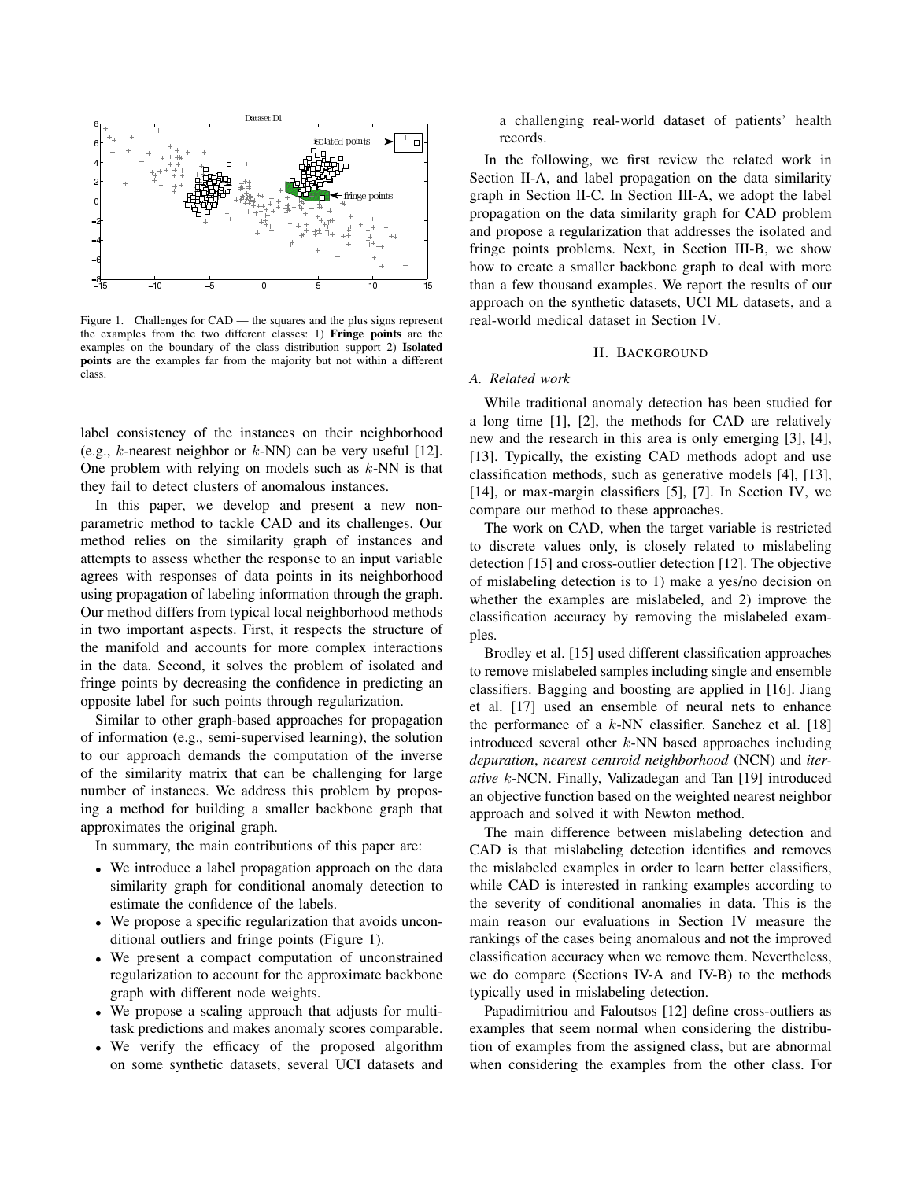Dataset D1

isolated points

fringe points

8
6
4
2
0
−2
−4
−6
−8

−15 −10 −5 0 5 10 15

Figure 1. Challenges for CAD — the squares and the plus signs represent the examples from the two different classes: 1) **Fringe points** are the examples on the boundary of the class distribution support 2) **Isolated points** are the examples far from the majority but not within a different class.

label consistency of the instances on their neighborhood (e.g., $k$-nearest neighbor or $k$-NN) can be very useful [12]. One problem with relying on models such as $k$-NN is that they fail to detect clusters of anomalous instances.

In this paper, we develop and present a new non-parametric method to tackle CAD and its challenges. Our method relies on the similarity graph of instances and attempts to assess whether the response to an input variable agrees with responses of data points in its neighborhood using propagation of labeling information through the graph. Our method differs from typical local neighborhood methods in two important aspects. First, it respects the structure of the manifold and accounts for more complex interactions in the data. Second, it solves the problem of isolated and fringe points by decreasing the confidence in predicting an opposite label for such points through regularization.

Similar to other graph-based approaches for propagation of information (e.g., semi-supervised learning), the solution to our approach demands the computation of the inverse of the similarity matrix that can be challenging for large number of instances. We address this problem by proposing a method for building a smaller backbone graph that approximates the original graph.

In summary, the main contributions of this paper are:

- We introduce a label propagation approach on the data similarity graph for conditional anomaly detection to estimate the confidence of the labels.
- We propose a specific regularization that avoids unconditional outliers and fringe points (Figure 1).
- We present a compact computation of unconstrained regularization to account for the approximate backbone graph with different node weights.
- We propose a scaling approach that adjusts for multi-task predictions and makes anomaly scores comparable.
- We verify the efficacy of the proposed algorithm on some synthetic datasets, several UCI datasets and a challenging real-world dataset of patients' health records.

In the following, we first review the related work in Section II-A, and label propagation on the data similarity graph in Section II-C. In Section III-A, we adopt the label propagation on the data similarity graph for CAD problem and propose a regularization that addresses the isolated and fringe points problems. Next, in Section III-B, we show how to create a smaller backbone graph to deal with more than a few thousand examples. We report the results of our approach on the synthetic datasets, UCI ML datasets, and a real-world medical dataset in Section IV.

## II. Background

### A. Related work

While traditional anomaly detection has been studied for a long time [1], [2], the methods for CAD are relatively new and the research in this area is only emerging [3], [4], [13]. Typically, the existing CAD methods adopt and use classification methods, such as generative models [4], [13], [14], or max-margin classifiers [5], [7]. In Section IV, we compare our method to these approaches.

The work on CAD, when the target variable is restricted to discrete values only, is closely related to mislabeling detection [15] and cross-outlier detection [12]. The objective of mislabeling detection is to 1) make a yes/no decision on whether the examples are mislabeled, and 2) improve the classification accuracy by removing the mislabeled examples.

Brodley et al. [15] used different classification approaches to remove mislabeled samples including single and ensemble classifiers. Bagging and boosting are applied in [16]. Jiang et al. [17] used an ensemble of neural nets to enhance the performance of a $k$-NN classifier. Sanchez et al. [18] introduced several other $k$-NN based approaches including *depuration*, *nearest centroid neighborhood* (NCN) and *iterative* $k$-NCN. Finally, Valizadegan and Tan [19] introduced an objective function based on the weighted nearest neighbor approach and solved it with Newton method.

The main difference between mislabeling detection and CAD is that mislabeling detection identifies and removes the mislabeled examples in order to learn better classifiers, while CAD is interested in ranking examples according to the severity of conditional anomalies in data. This is the main reason our evaluations in Section IV measure the rankings of the cases being anomalous and not the improved classification accuracy when we remove them. Nevertheless, we do compare (Sections IV-A and IV-B) to the methods typically used in mislabeling detection.

Papadimitriou and Faloutsos [12] define cross-outliers as examples that seem normal when considering the distribution of examples from the assigned class, but are abnormal when considering the examples from the other class. For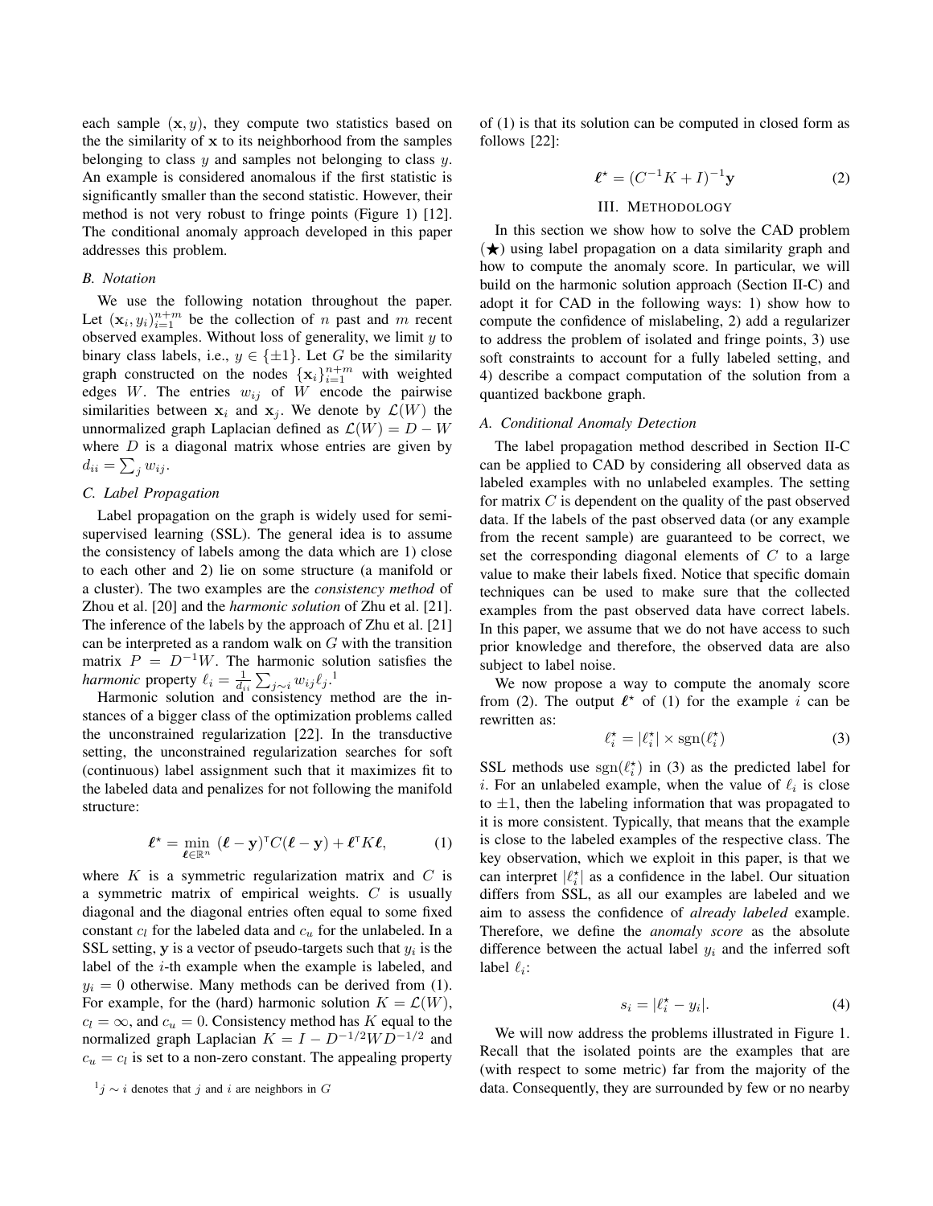each sample $(\mathbf{x}, y)$, they compute two statistics based on the the similarity of $\mathbf{x}$ to its neighborhood from the samples belonging to class $y$ and samples not belonging to class $y$. An example is considered anomalous if the first statistic is significantly smaller than the second statistic. However, their method is not very robust to fringe points (Figure 1) [12]. The conditional anomaly approach developed in this paper addresses this problem.

### B. Notation

We use the following notation throughout the paper. Let $(\mathbf{x}_i, y_i)_{i=1}^{n+m}$ be the collection of $n$ past and $m$ recent observed examples. Without loss of generality, we limit $y$ to binary class labels, i.e., $y \in \{\pm 1\}$. Let $G$ be the similarity graph constructed on the nodes $\{\mathbf{x}_i\}_{i=1}^{n+m}$ with weighted edges $W$. The entries $w_{ij}$ of $W$ encode the pairwise similarities between $\mathbf{x}_i$ and $\mathbf{x}_j$. We denote by $\mathcal{L}(W)$ the unnormalized graph Laplacian defined as $\mathcal{L}(W) = D - W$ where $D$ is a diagonal matrix whose entries are given by $d_{ii} = \sum_j w_{ij}$.

### C. Label Propagation

Label propagation on the graph is widely used for semi-supervised learning (SSL). The general idea is to assume the consistency of labels among the data which are 1) close to each other and 2) lie on some structure (a manifold or a cluster). The two examples are the *consistency method* of Zhou et al. [20] and the *harmonic solution* of Zhu et al. [21]. The inference of the labels by the approach of Zhu et al. [21] can be interpreted as a random walk on $G$ with the transition matrix $P = D^{-1}W$. The harmonic solution satisfies the *harmonic* property $\ell_i = \frac{1}{d_{ii}} \sum_{j \sim i} w_{ij} \ell_j$.[1]

Harmonic solution and consistency method are the instances of a bigger class of the optimization problems called the unconstrained regularization [22]. In the transductive setting, the unconstrained regularization searches for soft (continuous) label assignment such that it maximizes fit to the labeled data and penalizes for not following the manifold structure:

$$\boldsymbol{\ell}^\star = \min_{\boldsymbol{\ell} \in \mathbb{R}^n} \; (\boldsymbol{\ell} - \mathbf{y})^\mathsf{T} C (\boldsymbol{\ell} - \mathbf{y}) + \boldsymbol{\ell}^\mathsf{T} K \boldsymbol{\ell}, \tag{1}$$

where $K$ is a symmetric regularization matrix and $C$ is a symmetric matrix of empirical weights. $C$ is usually diagonal and the diagonal entries often equal to some fixed constant $c_l$ for the labeled data and $c_u$ for the unlabeled. In a SSL setting, $\mathbf{y}$ is a vector of pseudo-targets such that $y_i$ is the label of the $i$-th example when the example is labeled, and $y_i = 0$ otherwise. Many methods can be derived from (1). For example, for the (hard) harmonic solution $K = \mathcal{L}(W)$, $c_l = \infty$, and $c_u = 0$. Consistency method has $K$ equal to the normalized graph Laplacian $K = I - D^{-1/2} W D^{-1/2}$ and $c_u = c_l$ is set to a non-zero constant. The appealing property of (1) is that its solution can be computed in closed form as follows [22]:

$$\boldsymbol{\ell}^\star = (C^{-1} K + I)^{-1} \mathbf{y} \tag{2}$$

[1] $j \sim i$ denotes that $j$ and $i$ are neighbors in $G$

## III. Methodology

In this section we show how to solve the CAD problem (★) using label propagation on a data similarity graph and how to compute the anomaly score. In particular, we will build on the harmonic solution approach (Section II-C) and adopt it for CAD in the following ways: 1) show how to compute the confidence of mislabeling, 2) add a regularizer to address the problem of isolated and fringe points, 3) use soft constraints to account for a fully labeled setting, and 4) describe a compact computation of the solution from a quantized backbone graph.

### A. Conditional Anomaly Detection

The label propagation method described in Section II-C can be applied to CAD by considering all observed data as labeled examples with no unlabeled examples. The setting for matrix $C$ is dependent on the quality of the past observed data. If the labels of the past observed data (or any example from the recent sample) are guaranteed to be correct, we set the corresponding diagonal elements of $C$ to a large value to make their labels fixed. Notice that specific domain techniques can be used to make sure that the collected examples from the past observed data have correct labels. In this paper, we assume that we do not have access to such prior knowledge and therefore, the observed data are also subject to label noise.

We now propose a way to compute the anomaly score from (2). The output $\boldsymbol{\ell}^\star$ of (1) for the example $i$ can be rewritten as:

$$\ell_i^\star = |\ell_i^\star| \times \operatorname{sgn}(\ell_i^\star) \tag{3}$$

SSL methods use $\operatorname{sgn}(\ell_i^\star)$ in (3) as the predicted label for $i$. For an unlabeled example, when the value of $\ell_i$ is close to $\pm 1$, then the labeling information that was propagated to it is more consistent. Typically, that means that the example is close to the labeled examples of the respective class. The key observation, which we exploit in this paper, is that we can interpret $|\ell_i^\star|$ as a confidence in the label. Our situation differs from SSL, as all our examples are labeled and we aim to assess the confidence of *already labeled* example. Therefore, we define the *anomaly score* as the absolute difference between the actual label $y_i$ and the inferred soft label $\ell_i$:

$$s_i = |\ell_i^\star - y_i|. \tag{4}$$

We will now address the problems illustrated in Figure 1. Recall that the isolated points are the examples that are (with respect to some metric) far from the majority of the data. Consequently, they are surrounded by few or no nearby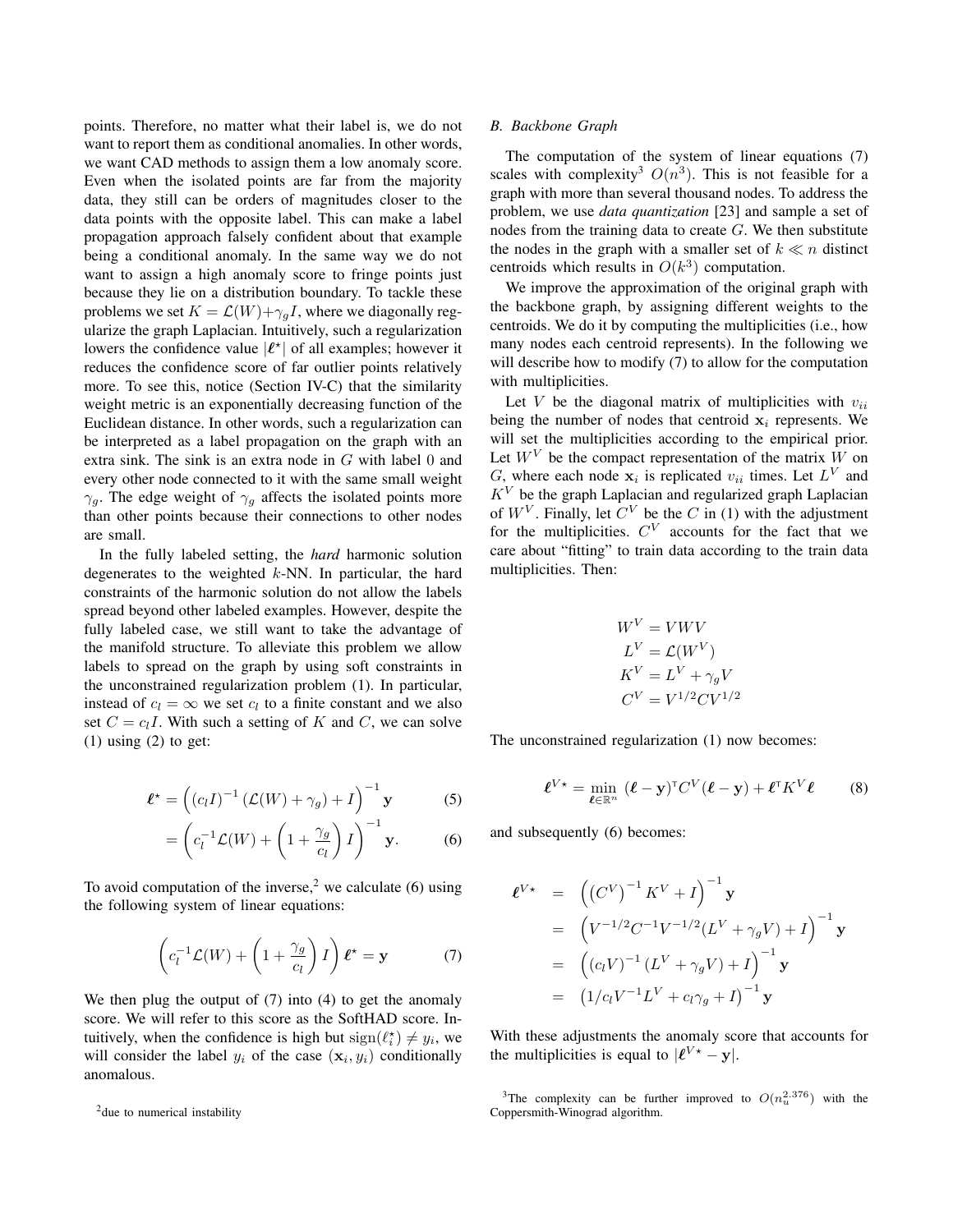points. Therefore, no matter what their label is, we do not want to report them as conditional anomalies. In other words, we want CAD methods to assign them a low anomaly score. Even when the isolated points are far from the majority data, they still can be orders of magnitudes closer to the data points with the opposite label. This can make a label propagation approach falsely confident about that example being a conditional anomaly. In the same way we do not want to assign a high anomaly score to fringe points just because they lie on a distribution boundary. To tackle these problems we set $K = \mathcal{L}(W) + \gamma_g I$, where we diagonally regularize the graph Laplacian. Intuitively, such a regularization lowers the confidence value $|\boldsymbol{\ell}^\star|$ of all examples; however it reduces the confidence score of far outlier points relatively more. To see this, notice (Section IV-C) that the similarity weight metric is an exponentially decreasing function of the Euclidean distance. In other words, such a regularization can be interpreted as a label propagation on the graph with an extra sink. The sink is an extra node in $G$ with label 0 and every other node connected to it with the same small weight $\gamma_g$. The edge weight of $\gamma_g$ affects the isolated points more than other points because their connections to other nodes are small.

In the fully labeled setting, the *hard* harmonic solution degenerates to the weighted $k$-NN. In particular, the hard constraints of the harmonic solution do not allow the labels spread beyond other labeled examples. However, despite the fully labeled case, we still want to take the advantage of the manifold structure. To alleviate this problem we allow labels to spread on the graph by using soft constraints in the unconstrained regularization problem (1). In particular, instead of $c_l = \infty$ we set $c_l$ to a finite constant and we also set $C = c_l I$. With such a setting of $K$ and $C$, we can solve (1) using (2) to get:

$$\boldsymbol{\ell}^\star = \left( (c_l I)^{-1} \left( \mathcal{L}(W) + \gamma_g \right) + I \right)^{-1} \mathbf{y} \tag{5}$$

$$= \left( c_l^{-1} \mathcal{L}(W) + \left( 1 + \frac{\gamma_g}{c_l} \right) I \right)^{-1} \mathbf{y}. \tag{6}$$

To avoid computation of the inverse,[2] we calculate (6) using the following system of linear equations:

$$\left( c_l^{-1} \mathcal{L}(W) + \left( 1 + \frac{\gamma_g}{c_l} \right) I \right) \boldsymbol{\ell}^\star = \mathbf{y} \tag{7}$$

We then plug the output of (7) into (4) to get the anomaly score. We will refer to this score as the SoftHAD score. Intuitively, when the confidence is high but $\operatorname{sign}(\ell_i^\star) \neq y_i$, we will consider the label $y_i$ of the case $(\mathbf{x}_i, y_i)$ conditionally anomalous.

[2] due to numerical instability

### B. Backbone Graph

The computation of the system of linear equations (7) scales with complexity[3] $O(n^3)$. This is not feasible for a graph with more than several thousand nodes. To address the problem, we use *data quantization* [23] and sample a set of nodes from the training data to create $G$. We then substitute the nodes in the graph with a smaller set of $k \ll n$ distinct centroids which results in $O(k^3)$ computation.

We improve the approximation of the original graph with the backbone graph, by assigning different weights to the centroids. We do it by computing the multiplicities (i.e., how many nodes each centroid represents). In the following we will describe how to modify (7) to allow for the computation with multiplicities.

Let $V$ be the diagonal matrix of multiplicities with $v_{ii}$ being the number of nodes that centroid $\mathbf{x}_i$ represents. We will set the multiplicities according to the empirical prior. Let $W^V$ be the compact representation of the matrix $W$ on $G$, where each node $\mathbf{x}_i$ is replicated $v_{ii}$ times. Let $L^V$ and $K^V$ be the graph Laplacian and regularized graph Laplacian of $W^V$. Finally, let $C^V$ be the $C$ in (1) with the adjustment for the multiplicities. $C^V$ accounts for the fact that we care about "fitting" to train data according to the train data multiplicities. Then:

$$\begin{aligned}
W^V &= VWV \\
L^V &= \mathcal{L}(W^V) \\
K^V &= L^V + \gamma_g V \\
C^V &= V^{1/2} C V^{1/2}
\end{aligned}$$

The unconstrained regularization (1) now becomes:

$$\boldsymbol{\ell}^{V\star} = \min_{\boldsymbol{\ell} \in \mathbb{R}^n} \; (\boldsymbol{\ell} - \mathbf{y})^\intercal C^V (\boldsymbol{\ell} - \mathbf{y}) + \boldsymbol{\ell}^\intercal K^V \boldsymbol{\ell} \tag{8}$$

and subsequently (6) becomes:

$$\begin{aligned}
\boldsymbol{\ell}^{V\star} &= \left( \left( C^V \right)^{-1} K^V + I \right)^{-1} \mathbf{y} \\
&= \left( V^{-1/2} C^{-1} V^{-1/2} (L^V + \gamma_g V) + I \right)^{-1} \mathbf{y} \\
&= \left( (c_l V)^{-1} \left( L^V + \gamma_g V \right) + I \right)^{-1} \mathbf{y} \\
&= \left( 1/c_l V^{-1} L^V + c_l \gamma_g + I \right)^{-1} \mathbf{y}
\end{aligned}$$

With these adjustments the anomaly score that accounts for the multiplicities is equal to $|\boldsymbol{\ell}^{V\star} - \mathbf{y}|$.

[3] The complexity can be further improved to $O(n_u^{2.376})$ with the Coppersmith-Winograd algorithm.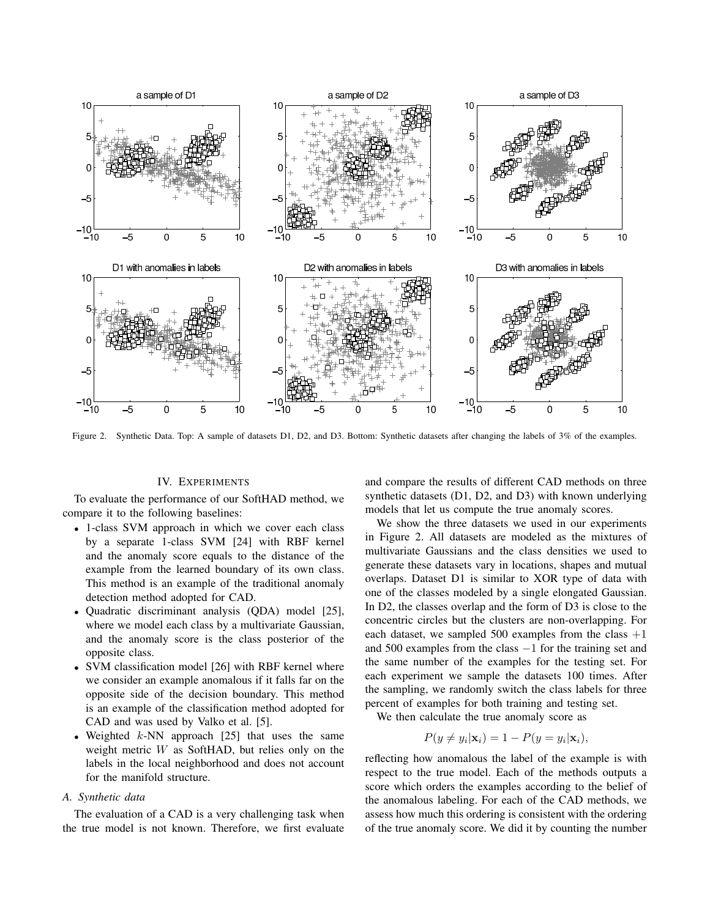Figure 2. Synthetic Data. Top: A sample of datasets D1, D2, and D3. Bottom: Synthetic datasets after changing the labels of 3% of the examples.

## IV. Experiments

To evaluate the performance of our SoftHAD method, we compare it to the following baselines:

- 1-class SVM approach in which we cover each class by a separate 1-class SVM [24] with RBF kernel and the anomaly score equals to the distance of the example from the learned boundary of its own class. This method is an example of the traditional anomaly detection method adopted for CAD.
- Quadratic discriminant analysis (QDA) model [25], where we model each class by a multivariate Gaussian, and the anomaly score is the class posterior of the opposite class.
- SVM classification model [26] with RBF kernel where we consider an example anomalous if it falls far on the opposite side of the decision boundary. This method is an example of the classification method adopted for CAD and was used by Valko et al. [5].
- Weighted $k$-NN approach [25] that uses the same weight metric $W$ as SoftHAD, but relies only on the labels in the local neighborhood and does not account for the manifold structure.

### A. Synthetic data

The evaluation of a CAD is a very challenging task when the true model is not known. Therefore, we first evaluate and compare the results of different CAD methods on three synthetic datasets (D1, D2, and D3) with known underlying models that let us compute the true anomaly scores.

We show the three datasets we used in our experiments in Figure 2. All datasets are modeled as the mixtures of multivariate Gaussians and the class densities we used to generate these datasets vary in locations, shapes and mutual overlaps. Dataset D1 is similar to XOR type of data with one of the classes modeled by a single elongated Gaussian. In D2, the classes overlap and the form of D3 is close to the concentric circles but the clusters are non-overlapping. For each dataset, we sampled 500 examples from the class $+1$ and 500 examples from the class $-1$ for the training set and the same number of the examples for the testing set. For each experiment we sample the datasets 100 times. After the sampling, we randomly switch the class labels for three percent of examples for both training and testing set.

We then calculate the true anomaly score as

$$P(y \neq y_i|\mathbf{x}_i) = 1 - P(y = y_i|\mathbf{x}_i),$$

reflecting how anomalous the label of the example is with respect to the true model. Each of the methods outputs a score which orders the examples according to the belief of the anomalous labeling. For each of the CAD methods, we assess how much this ordering is consistent with the ordering of the true anomaly score. We did it by counting the number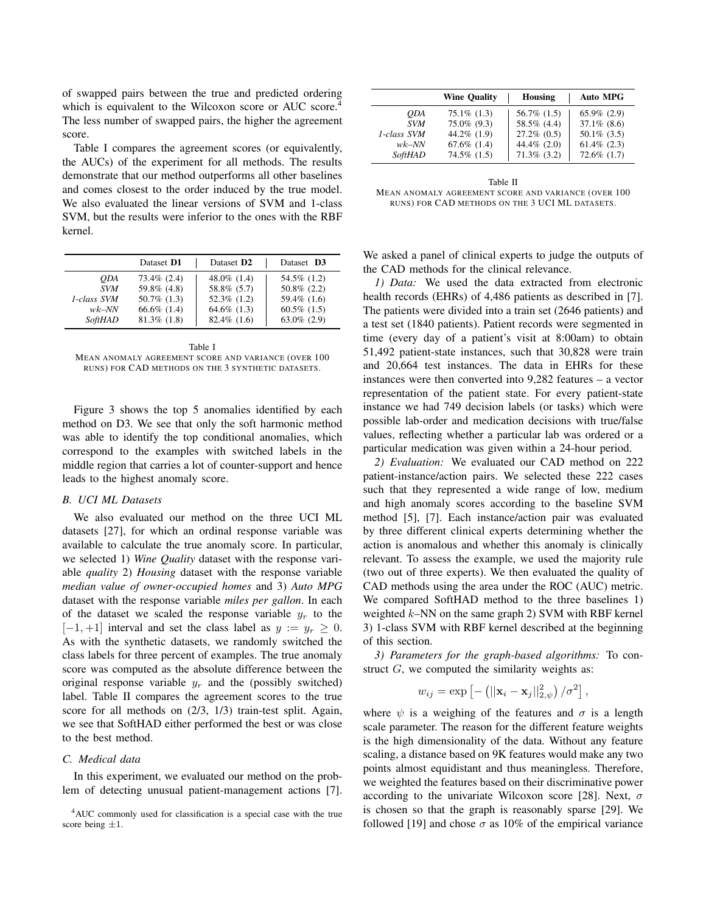of swapped pairs between the true and predicted ordering which is equivalent to the Wilcoxon score or AUC score.[4] The less number of swapped pairs, the higher the agreement score.

Table I compares the agreement scores (or equivalently, the AUCs) of the experiment for all methods. The results demonstrate that our method outperforms all other baselines and comes closest to the order induced by the true model. We also evaluated the linear versions of SVM and 1-class SVM, but the results were inferior to the ones with the RBF kernel.

| | Dataset **D1** | Dataset **D2** | Dataset **D3** |
|---|---|---|---|
| *QDA* | 73.4% (2.4) | 48.0% (1.4) | 54.5% (1.2) |
| *SVM* | 59.8% (4.8) | 58.8% (5.7) | 50.8% (2.2) |
| *1-class SVM* | 50.7% (1.3) | 52.3% (1.2) | 59.4% (1.6) |
| *wk–NN* | 66.6% (1.4) | 64.6% (1.3) | 60.5% (1.5) |
| *SoftHAD* | 81.3% (1.8) | 82.4% (1.6) | 63.0% (2.9) |

Table I
MEAN ANOMALY AGREEMENT SCORE AND VARIANCE (OVER 100 RUNS) FOR CAD METHODS ON THE 3 SYNTHETIC DATASETS.

Figure 3 shows the top 5 anomalies identified by each method on D3. We see that only the soft harmonic method was able to identify the top conditional anomalies, which correspond to the examples with switched labels in the middle region that carries a lot of counter-support and hence leads to the highest anomaly score.

### B. UCI ML Datasets

We also evaluated our method on the three UCI ML datasets [27], for which an ordinal response variable was available to calculate the true anomaly score. In particular, we selected 1) *Wine Quality* dataset with the response variable *quality* 2) *Housing* dataset with the response variable *median value of owner-occupied homes* and 3) *Auto MPG* dataset with the response variable *miles per gallon*. In each of the dataset we scaled the response variable $y_r$ to the $[-1, +1]$ interval and set the class label as $y := y_r \geq 0$. As with the synthetic datasets, we randomly switched the class labels for three percent of examples. The true anomaly score was computed as the absolute difference between the original response variable $y_r$ and the (possibly switched) label. Table II compares the agreement scores to the true score for all methods on (2/3, 1/3) train-test split. Again, we see that SoftHAD either performed the best or was close to the best method.

### C. Medical data

In this experiment, we evaluated our method on the problem of detecting unusual patient-management actions [7].

[4] AUC commonly used for classification is a special case with the true score being $\pm 1$.

| | **Wine Quality** | **Housing** | **Auto MPG** |
|---|---|---|---|
| *QDA* | 75.1% (1.3) | 56.7% (1.5) | 65.9% (2.9) |
| *SVM* | 75.0% (9.3) | 58.5% (4.4) | 37.1% (8.6) |
| *1-class SVM* | 44.2% (1.9) | 27.2% (0.5) | 50.1% (3.5) |
| *wk–NN* | 67.6% (1.4) | 44.4% (2.0) | 61.4% (2.3) |
| *SoftHAD* | 74.5% (1.5) | 71.3% (3.2) | 72.6% (1.7) |

Table II
MEAN ANOMALY AGREEMENT SCORE AND VARIANCE (OVER 100 RUNS) FOR CAD METHODS ON THE 3 UCI ML DATASETS.

We asked a panel of clinical experts to judge the outputs of the CAD methods for the clinical relevance.

*1) Data:* We used the data extracted from electronic health records (EHRs) of 4,486 patients as described in [7]. The patients were divided into a train set (2646 patients) and a test set (1840 patients). Patient records were segmented in time (every day of a patient's visit at 8:00am) to obtain 51,492 patient-state instances, such that 30,828 were train and 20,664 test instances. The data in EHRs for these instances were then converted into 9,282 features – a vector representation of the patient state. For every patient-state instance we had 749 decision labels (or tasks) which were possible lab-order and medication decisions with true/false values, reflecting whether a particular lab was ordered or a particular medication was given within a 24-hour period.

*2) Evaluation:* We evaluated our CAD method on 222 patient-instance/action pairs. We selected these 222 cases such that they represented a wide range of low, medium and high anomaly scores according to the baseline SVM method [5], [7]. Each instance/action pair was evaluated by three different clinical experts determining whether the action is anomalous and whether this anomaly is clinically relevant. To assess the example, we used the majority rule (two out of three experts). We then evaluated the quality of CAD methods using the area under the ROC (AUC) metric. We compared SoftHAD method to the three baselines 1) weighted $k$–NN on the same graph 2) SVM with RBF kernel 3) 1-class SVM with RBF kernel described at the beginning of this section.

*3) Parameters for the graph-based algorithms:* To construct $G$, we computed the similarity weights as:

$$w_{ij} = \exp\left[-\left(||\mathbf{x}_i - \mathbf{x}_j||^2_{2,\psi}\right)/\sigma^2\right],$$

where $\psi$ is a weighing of the features and $\sigma$ is a length scale parameter. The reason for the different feature weights is the high dimensionality of the data. Without any feature scaling, a distance based on 9K features would make any two points almost equidistant and thus meaningless. Therefore, we weighted the features based on their discriminative power according to the univariate Wilcoxon score [28]. Next, $\sigma$ is chosen so that the graph is reasonably sparse [29]. We followed [19] and chose $\sigma$ as 10% of the empirical variance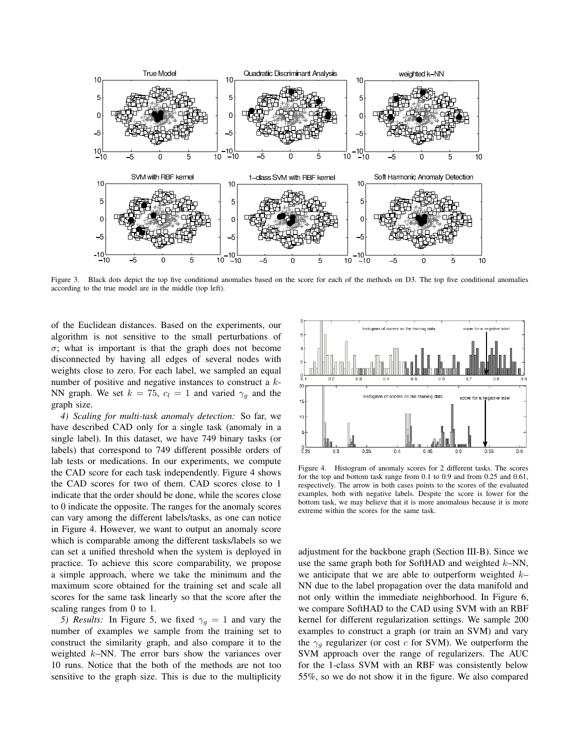Figure 3. Black dots depict the top five conditional anomalies based on the score for each of the methods on D3. The top five conditional anomalies according to the true model are in the middle (top left).

of the Euclidean distances. Based on the experiments, our algorithm is not sensitive to the small perturbations of $\sigma$; what is important is that the graph does not become disconnected by having all edges of several nodes with weights close to zero. For each label, we sampled an equal number of positive and negative instances to construct a $k$-NN graph. We set $k = 75$, $c_l = 1$ and varied $\gamma_g$ and the graph size.

*4) Scaling for multi-task anomaly detection:* So far, we have described CAD only for a single task (anomaly in a single label). In this dataset, we have 749 binary tasks (or labels) that correspond to 749 different possible orders of lab tests or medications. In our experiments, we compute the CAD score for each task independently. Figure 4 shows the CAD scores for two of them. CAD scores close to 1 indicate that the order should be done, while the scores close to 0 indicate the opposite. The ranges for the anomaly scores can vary among the different labels/tasks, as one can notice in Figure 4. However, we want to output an anomaly score which is comparable among the different tasks/labels so we can set a unified threshold when the system is deployed in practice. To achieve this score comparability, we propose a simple approach, where we take the minimum and the maximum score obtained for the training set and scale all scores for the same task linearly so that the score after the scaling ranges from 0 to 1.

*5) Results:* In Figure 5, we fixed $\gamma_g = 1$ and vary the number of examples we sample from the training set to construct the similarity graph, and also compare it to the weighted $k$–NN. The error bars show the variances over 10 runs. Notice that the both of the methods are not too sensitive to the graph size. This is due to the multiplicity adjustment for the backbone graph (Section III-B). Since we use the same graph both for SoftHAD and weighted $k$–NN, we anticipate that we are able to outperform weighted $k$–NN due to the label propagation over the data manifold and not only within the immediate neighborhood. In Figure 6, we compare SoftHAD to the CAD using SVM with an RBF kernel for different regularization settings. We sample 200 examples to construct a graph (or train an SVM) and vary the $\gamma_g$ regularizer (or cost $c$ for SVM). We outperform the SVM approach over the range of regularizers. The AUC for the 1-class SVM with an RBF was consistently below 55%, so we do not show it in the figure. We also compared

Figure 4. Histogram of anomaly scores for 2 different tasks. The scores for the top and bottom task range from 0.1 to 0.9 and from 0.25 and 0.61, respectively. The arrow in both cases points to the scores of the evaluated examples, both with negative labels. Despite the score is lower for the bottom task, we may believe that it is more anomalous because it is more extreme within the scores for the same task.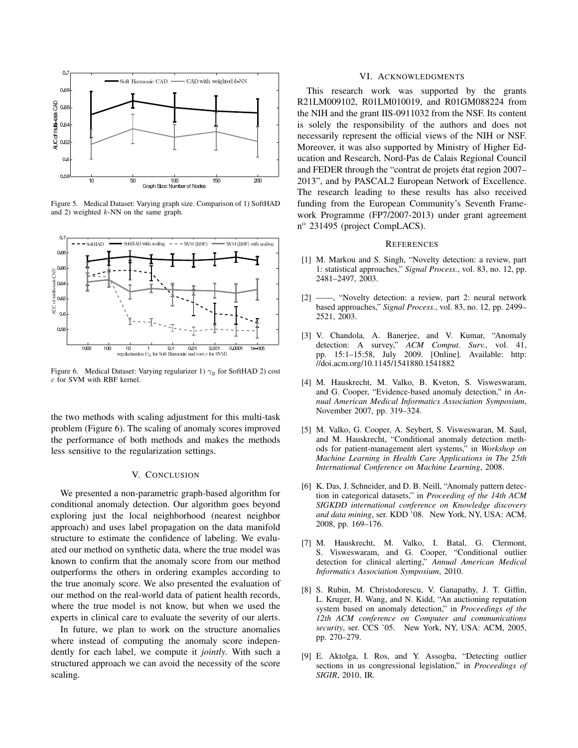Figure 5. Medical Dataset: Varying graph size. Comparison of 1) SoftHAD and 2) weighted $k$-NN on the same graph.

Figure 6. Medical Dataset: Varying regularizer 1) $\gamma_g$ for SoftHAD 2) cost $c$ for SVM with RBF kernel.

the two methods with scaling adjustment for this multi-task problem (Figure 6). The scaling of anomaly scores improved the performance of both methods and makes the methods less sensitive to the regularization settings.

## V. Conclusion

We presented a non-parametric graph-based algorithm for conditional anomaly detection. Our algorithm goes beyond exploring just the local neighborhood (nearest neighbor approach) and uses label propagation on the data manifold structure to estimate the confidence of labeling. We evaluated our method on synthetic data, where the true model was known to confirm that the anomaly score from our method outperforms the others in ordering examples according to the true anomaly score. We also presented the evaluation of our method on the real-world data of patient health records, where the true model is not know, but when we used the experts in clinical care to evaluate the severity of our alerts.

In future, we plan to work on the structure anomalies where instead of computing the anomaly score independently for each label, we compute it *jointly*. With such a structured approach we can avoid the necessity of the score scaling.

## VI. Acknowledgments

This research work was supported by the grants R21LM009102, R01LM010019, and R01GM088224 from the NIH and the grant IIS-0911032 from the NSF. Its content is solely the responsibility of the authors and does not necessarily represent the official views of the NIH or NSF. Moreover, it was also supported by Ministry of Higher Education and Research, Nord-Pas de Calais Regional Council and FEDER through the "contrat de projets état region 2007–2013", and by PASCAL2 European Network of Excellence. The research leading to these results has also received funding from the European Community's Seventh Framework Programme (FP7/2007-2013) under grant agreement n° 231495 (project CompLACS).

## References

[1] M. Markou and S. Singh, "Novelty detection: a review, part 1: statistical approaches," *Signal Process.*, vol. 83, no. 12, pp. 2481–2497, 2003.

[2] ——, "Novelty detection: a review, part 2: neural network based approaches," *Signal Process.*, vol. 83, no. 12, pp. 2499–2521, 2003.

[3] V. Chandola, A. Banerjee, and V. Kumar, "Anomaly detection: A survey," *ACM Comput. Surv.*, vol. 41, pp. 15:1–15:58, July 2009. [Online]. Available: http://doi.acm.org/10.1145/1541880.1541882

[4] M. Hauskrecht, M. Valko, B. Kveton, S. Visweswaram, and G. Cooper, "Evidence-based anomaly detection," in *Annual American Medical Informatics Association Symposium*, November 2007, pp. 319–324.

[5] M. Valko, G. Cooper, A. Seybert, S. Visweswaran, M. Saul, and M. Hauskrecht, "Conditional anomaly detection methods for patient-management alert systems," in *Workshop on Machine Learning in Health Care Applications in The 25th International Conference on Machine Learning*, 2008.

[6] K. Das, J. Schneider, and D. B. Neill, "Anomaly pattern detection in categorical datasets," in *Proceeding of the 14th ACM SIGKDD international conference on Knowledge discovery and data mining*, ser. KDD '08. New York, NY, USA: ACM, 2008, pp. 169–176.

[7] M. Hauskrecht, M. Valko, I. Batal, G. Clermont, S. Visweswaram, and G. Cooper, "Conditional outlier detection for clinical alerting," *Annual American Medical Informatics Association Symposium*, 2010.

[8] S. Rubin, M. Christodorescu, V. Ganapathy, J. T. Giffin, L. Kruger, H. Wang, and N. Kidd, "An auctioning reputation system based on anomaly detection," in *Proceedings of the 12th ACM conference on Computer and communications security*, ser. CCS '05. New York, NY, USA: ACM, 2005, pp. 270–279.

[9] E. Aktolga, I. Ros, and Y. Assogba, "Detecting outlier sections in us congressional legislation," in *Proceedings of SIGIR*, 2010, IR.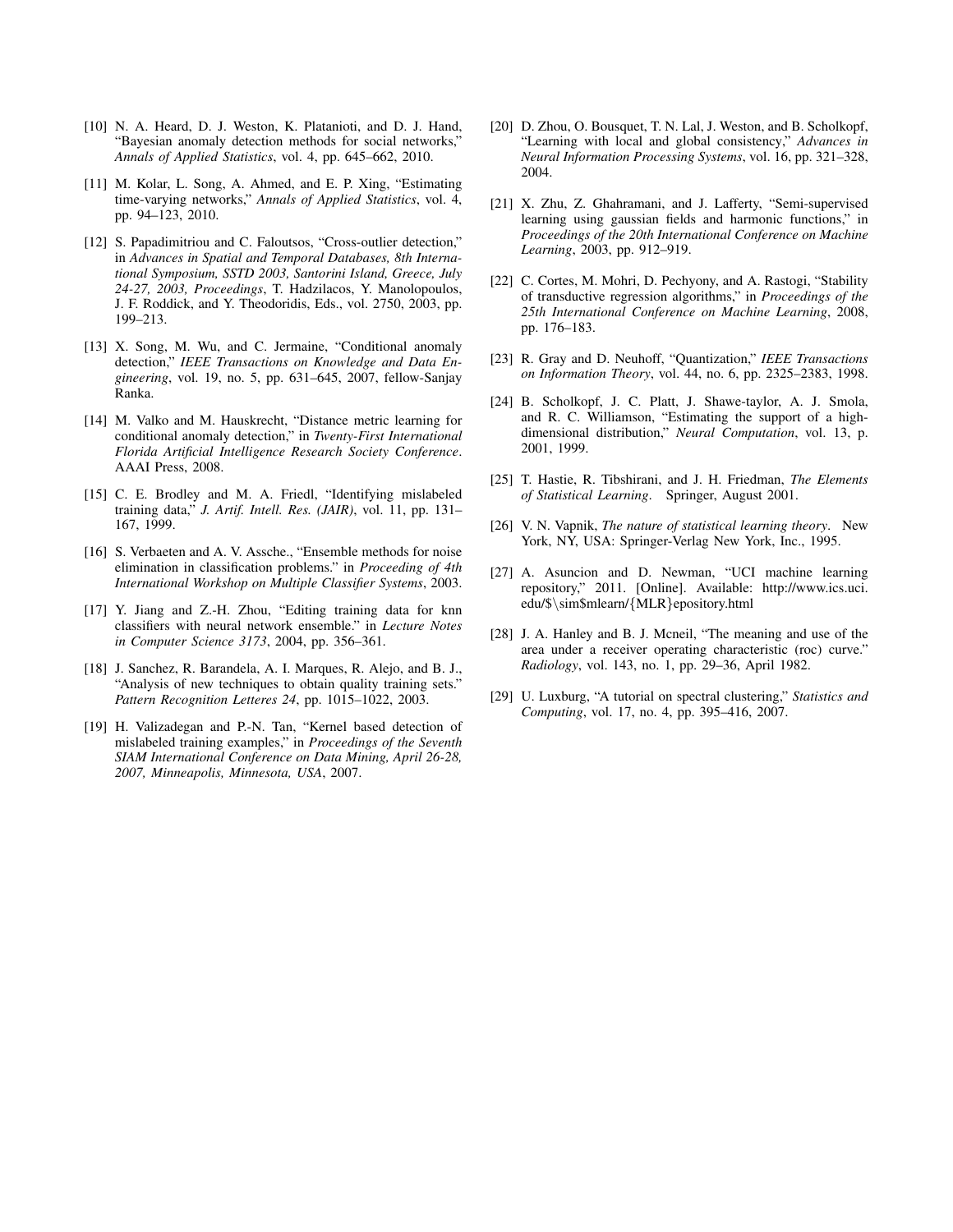[10] N. A. Heard, D. J. Weston, K. Platanioti, and D. J. Hand, "Bayesian anomaly detection methods for social networks," *Annals of Applied Statistics*, vol. 4, pp. 645–662, 2010.

[11] M. Kolar, L. Song, A. Ahmed, and E. P. Xing, "Estimating time-varying networks," *Annals of Applied Statistics*, vol. 4, pp. 94–123, 2010.

[12] S. Papadimitriou and C. Faloutsos, "Cross-outlier detection," in *Advances in Spatial and Temporal Databases, 8th International Symposium, SSTD 2003, Santorini Island, Greece, July 24-27, 2003, Proceedings*, T. Hadzilacos, Y. Manolopoulos, J. F. Roddick, and Y. Theodoridis, Eds., vol. 2750, 2003, pp. 199–213.

[13] X. Song, M. Wu, and C. Jermaine, "Conditional anomaly detection," *IEEE Transactions on Knowledge and Data Engineering*, vol. 19, no. 5, pp. 631–645, 2007, fellow-Sanjay Ranka.

[14] M. Valko and M. Hauskrecht, "Distance metric learning for conditional anomaly detection," in *Twenty-First International Florida Artificial Intelligence Research Society Conference*. AAAI Press, 2008.

[15] C. E. Brodley and M. A. Friedl, "Identifying mislabeled training data," *J. Artif. Intell. Res. (JAIR)*, vol. 11, pp. 131–167, 1999.

[16] S. Verbaeten and A. V. Assche., "Ensemble methods for noise elimination in classification problems." in *Proceeding of 4th International Workshop on Multiple Classifier Systems*, 2003.

[17] Y. Jiang and Z.-H. Zhou, "Editing training data for knn classifiers with neural network ensemble." in *Lecture Notes in Computer Science 3173*, 2004, pp. 356–361.

[18] J. Sanchez, R. Barandela, A. I. Marques, R. Alejo, and B. J., "Analysis of new techniques to obtain quality training sets." *Pattern Recognition Letteres 24*, pp. 1015–1022, 2003.

[19] H. Valizadegan and P.-N. Tan, "Kernel based detection of mislabeled training examples," in *Proceedings of the Seventh SIAM International Conference on Data Mining, April 26-28, 2007, Minneapolis, Minnesota, USA*, 2007.

[20] D. Zhou, O. Bousquet, T. N. Lal, J. Weston, and B. Scholkopf, "Learning with local and global consistency," *Advances in Neural Information Processing Systems*, vol. 16, pp. 321–328, 2004.

[21] X. Zhu, Z. Ghahramani, and J. Lafferty, "Semi-supervised learning using gaussian fields and harmonic functions," in *Proceedings of the 20th International Conference on Machine Learning*, 2003, pp. 912–919.

[22] C. Cortes, M. Mohri, D. Pechyony, and A. Rastogi, "Stability of transductive regression algorithms," in *Proceedings of the 25th International Conference on Machine Learning*, 2008, pp. 176–183.

[23] R. Gray and D. Neuhoff, "Quantization," *IEEE Transactions on Information Theory*, vol. 44, no. 6, pp. 2325–2383, 1998.

[24] B. Scholkopf, J. C. Platt, J. Shawe-taylor, A. J. Smola, and R. C. Williamson, "Estimating the support of a high-dimensional distribution," *Neural Computation*, vol. 13, p. 2001, 1999.

[25] T. Hastie, R. Tibshirani, and J. H. Friedman, *The Elements of Statistical Learning*. Springer, August 2001.

[26] V. N. Vapnik, *The nature of statistical learning theory*. New York, NY, USA: Springer-Verlag New York, Inc., 1995.

[27] A. Asuncion and D. Newman, "UCI machine learning repository," 2011. [Online]. Available: http://www.ics.uci.edu/$\sim$mlearn/{MLR}epository.html

[28] J. A. Hanley and B. J. Mcneil, "The meaning and use of the area under a receiver operating characteristic (roc) curve." *Radiology*, vol. 143, no. 1, pp. 29–36, April 1982.

[29] U. Luxburg, "A tutorial on spectral clustering," *Statistics and Computing*, vol. 17, no. 4, pp. 395–416, 2007.